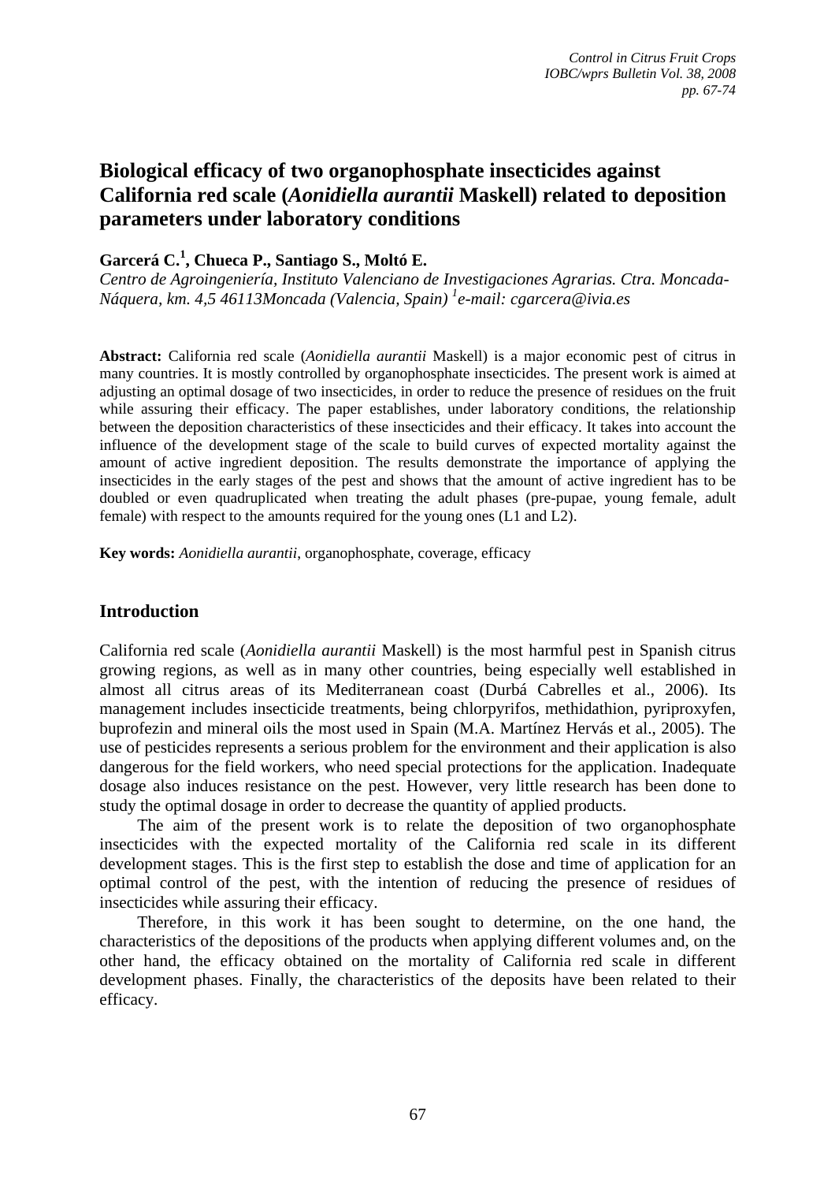# Biological efficacy of two organophosphate insecticides against California red scale (*Aonidiella aurantii* Maskell) related to deposition parameters under laboratory conditions

**Garcerá C.[1], Chueca P., Santiago S., Moltó E.**

*Centro de Agroingeniería, Instituto Valenciano de Investigaciones Agrarias. Ctra. Moncada-Náquera, km. 4,5 46113Moncada (Valencia, Spain) [1]e-mail: cgarcera@ivia.es*

**Abstract:** California red scale (*Aonidiella aurantii* Maskell) is a major economic pest of citrus in many countries. It is mostly controlled by organophosphate insecticides. The present work is aimed at adjusting an optimal dosage of two insecticides, in order to reduce the presence of residues on the fruit while assuring their efficacy. The paper establishes, under laboratory conditions, the relationship between the deposition characteristics of these insecticides and their efficacy. It takes into account the influence of the development stage of the scale to build curves of expected mortality against the amount of active ingredient deposition. The results demonstrate the importance of applying the insecticides in the early stages of the pest and shows that the amount of active ingredient has to be doubled or even quadruplicated when treating the adult phases (pre-pupae, young female, adult female) with respect to the amounts required for the young ones (L1 and L2).

**Key words:** *Aonidiella aurantii*, organophosphate, coverage, efficacy

## Introduction

California red scale (*Aonidiella aurantii* Maskell) is the most harmful pest in Spanish citrus growing regions, as well as in many other countries, being especially well established in almost all citrus areas of its Mediterranean coast (Durbá Cabrelles et al., 2006). Its management includes insecticide treatments, being chlorpyrifos, methidathion, pyriproxyfen, buprofezin and mineral oils the most used in Spain (M.A. Martínez Hervás et al., 2005). The use of pesticides represents a serious problem for the environment and their application is also dangerous for the field workers, who need special protections for the application. Inadequate dosage also induces resistance on the pest. However, very little research has been done to study the optimal dosage in order to decrease the quantity of applied products.

The aim of the present work is to relate the deposition of two organophosphate insecticides with the expected mortality of the California red scale in its different development stages. This is the first step to establish the dose and time of application for an optimal control of the pest, with the intention of reducing the presence of residues of insecticides while assuring their efficacy.

Therefore, in this work it has been sought to determine, on the one hand, the characteristics of the depositions of the products when applying different volumes and, on the other hand, the efficacy obtained on the mortality of California red scale in different development phases. Finally, the characteristics of the deposits have been related to their efficacy.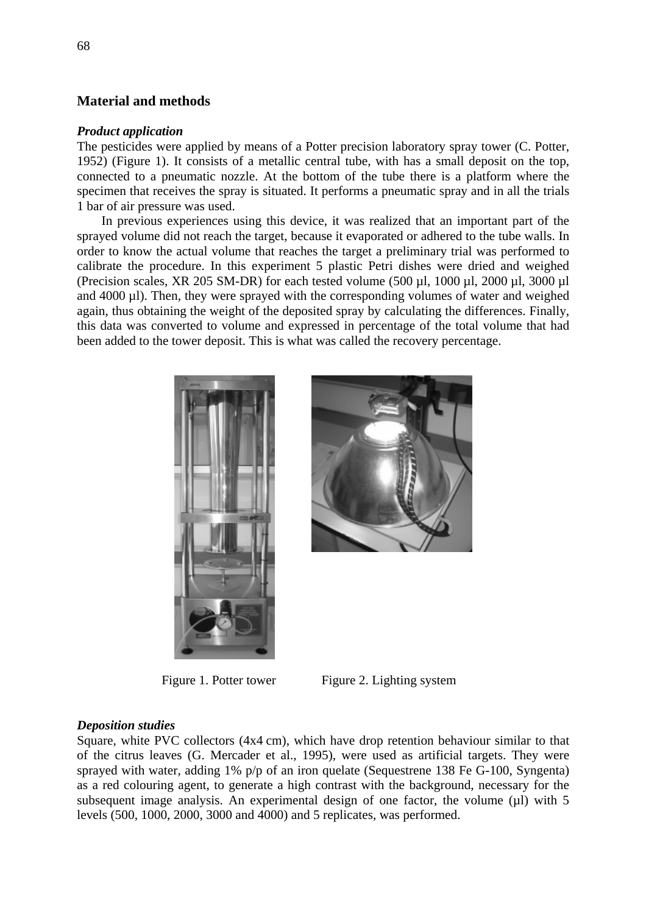## Material and methods

***Product application***

The pesticides were applied by means of a Potter precision laboratory spray tower (C. Potter, 1952) (Figure 1). It consists of a metallic central tube, with has a small deposit on the top, connected to a pneumatic nozzle. At the bottom of the tube there is a platform where the specimen that receives the spray is situated. It performs a pneumatic spray and in all the trials 1 bar of air pressure was used.

In previous experiences using this device, it was realized that an important part of the sprayed volume did not reach the target, because it evaporated or adhered to the tube walls. In order to know the actual volume that reaches the target a preliminary trial was performed to calibrate the procedure. In this experiment 5 plastic Petri dishes were dried and weighed (Precision scales, XR 205 SM-DR) for each tested volume (500 µl, 1000 µl, 2000 µl, 3000 µl and 4000 µl). Then, they were sprayed with the corresponding volumes of water and weighed again, thus obtaining the weight of the deposited spray by calculating the differences. Finally, this data was converted to volume and expressed in percentage of the total volume that had been added to the tower deposit. This is what was called the recovery percentage.

Figure 1. Potter tower

Figure 2. Lighting system

***Deposition studies***

Square, white PVC collectors (4x4 cm), which have drop retention behaviour similar to that of the citrus leaves (G. Mercader et al., 1995), were used as artificial targets. They were sprayed with water, adding 1% p/p of an iron quelate (Sequestrene 138 Fe G-100, Syngenta) as a red colouring agent, to generate a high contrast with the background, necessary for the subsequent image analysis. An experimental design of one factor, the volume (µl) with 5 levels (500, 1000, 2000, 3000 and 4000) and 5 replicates, was performed.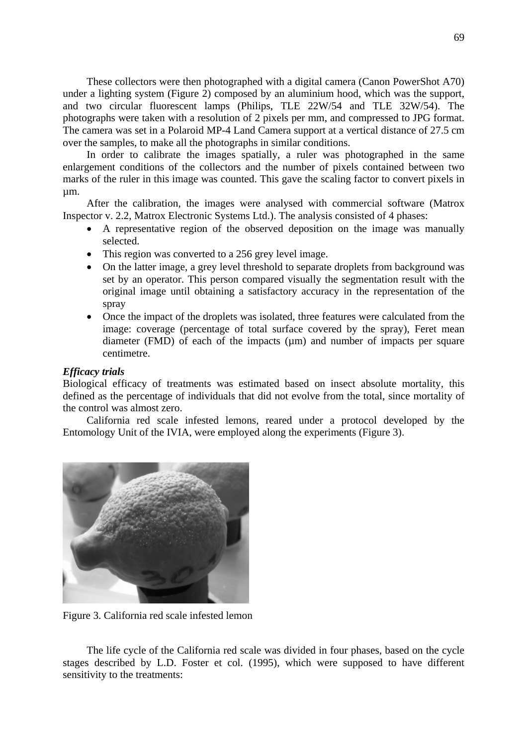These collectors were then photographed with a digital camera (Canon PowerShot A70) under a lighting system (Figure 2) composed by an aluminium hood, which was the support, and two circular fluorescent lamps (Philips, TLE 22W/54 and TLE 32W/54). The photographs were taken with a resolution of 2 pixels per mm, and compressed to JPG format. The camera was set in a Polaroid MP-4 Land Camera support at a vertical distance of 27.5 cm over the samples, to make all the photographs in similar conditions.

In order to calibrate the images spatially, a ruler was photographed in the same enlargement conditions of the collectors and the number of pixels contained between two marks of the ruler in this image was counted. This gave the scaling factor to convert pixels in µm.

After the calibration, the images were analysed with commercial software (Matrox Inspector v. 2.2, Matrox Electronic Systems Ltd.). The analysis consisted of 4 phases:

- A representative region of the observed deposition on the image was manually selected.
- This region was converted to a 256 grey level image.
- On the latter image, a grey level threshold to separate droplets from background was set by an operator. This person compared visually the segmentation result with the original image until obtaining a satisfactory accuracy in the representation of the spray
- Once the impact of the droplets was isolated, three features were calculated from the image: coverage (percentage of total surface covered by the spray), Feret mean diameter (FMD) of each of the impacts (µm) and number of impacts per square centimetre.

***Efficacy trials***

Biological efficacy of treatments was estimated based on insect absolute mortality, this defined as the percentage of individuals that did not evolve from the total, since mortality of the control was almost zero.

California red scale infested lemons, reared under a protocol developed by the Entomology Unit of the IVIA, were employed along the experiments (Figure 3).

Figure 3. California red scale infested lemon

The life cycle of the California red scale was divided in four phases, based on the cycle stages described by L.D. Foster et col. (1995), which were supposed to have different sensitivity to the treatments: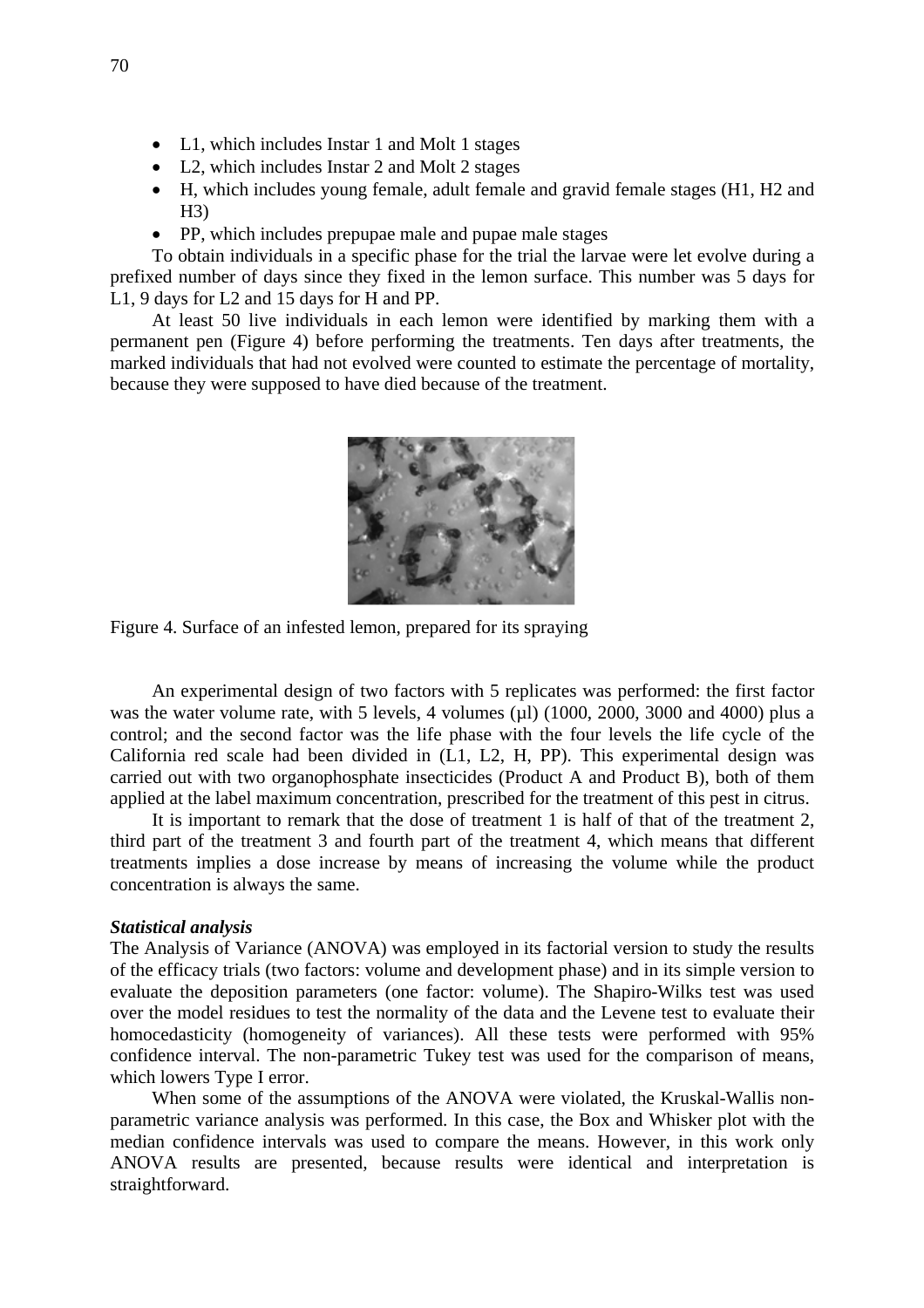- L1, which includes Instar 1 and Molt 1 stages
- L2, which includes Instar 2 and Molt 2 stages
- H, which includes young female, adult female and gravid female stages (H1, H2 and H3)
- PP, which includes prepupae male and pupae male stages

To obtain individuals in a specific phase for the trial the larvae were let evolve during a prefixed number of days since they fixed in the lemon surface. This number was 5 days for L1, 9 days for L2 and 15 days for H and PP.

At least 50 live individuals in each lemon were identified by marking them with a permanent pen (Figure 4) before performing the treatments. Ten days after treatments, the marked individuals that had not evolved were counted to estimate the percentage of mortality, because they were supposed to have died because of the treatment.

Figure 4. Surface of an infested lemon, prepared for its spraying

An experimental design of two factors with 5 replicates was performed: the first factor was the water volume rate, with 5 levels, 4 volumes (μl) (1000, 2000, 3000 and 4000) plus a control; and the second factor was the life phase with the four levels the life cycle of the California red scale had been divided in (L1, L2, H, PP). This experimental design was carried out with two organophosphate insecticides (Product A and Product B), both of them applied at the label maximum concentration, prescribed for the treatment of this pest in citrus.

It is important to remark that the dose of treatment 1 is half of that of the treatment 2, third part of the treatment 3 and fourth part of the treatment 4, which means that different treatments implies a dose increase by means of increasing the volume while the product concentration is always the same.

***Statistical analysis***

The Analysis of Variance (ANOVA) was employed in its factorial version to study the results of the efficacy trials (two factors: volume and development phase) and in its simple version to evaluate the deposition parameters (one factor: volume). The Shapiro-Wilks test was used over the model residues to test the normality of the data and the Levene test to evaluate their homocedasticity (homogeneity of variances). All these tests were performed with 95% confidence interval. The non-parametric Tukey test was used for the comparison of means, which lowers Type I error.

When some of the assumptions of the ANOVA were violated, the Kruskal-Wallis non-parametric variance analysis was performed. In this case, the Box and Whisker plot with the median confidence intervals was used to compare the means. However, in this work only ANOVA results are presented, because results were identical and interpretation is straightforward.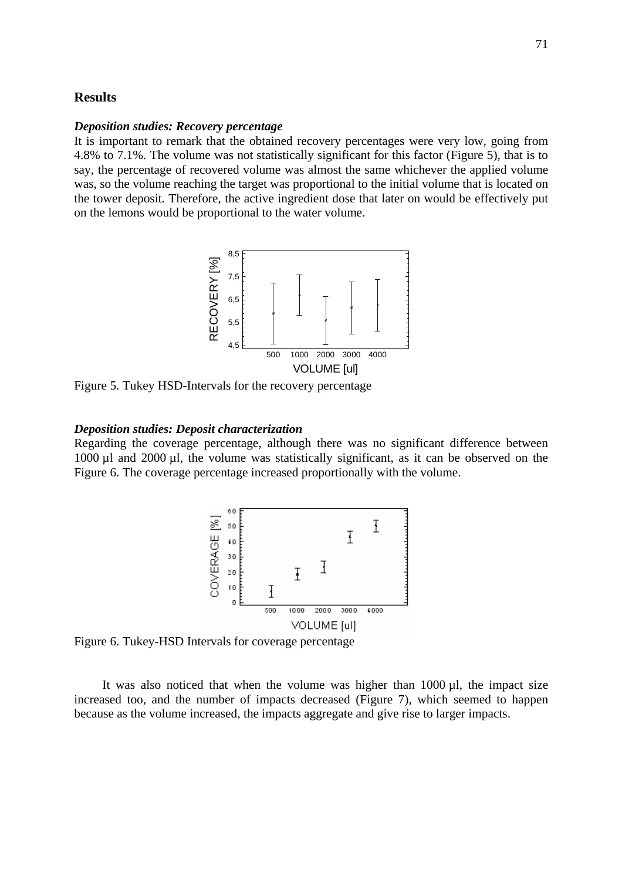## Results

### *Deposition studies: Recovery percentage*

It is important to remark that the obtained recovery percentages were very low, going from 4.8% to 7.1%. The volume was not statistically significant for this factor (Figure 5), that is to say, the percentage of recovered volume was almost the same whichever the applied volume was, so the volume reaching the target was proportional to the initial volume that is located on the tower deposit. Therefore, the active ingredient dose that later on would be effectively put on the lemons would be proportional to the water volume.

Figure 5. Tukey HSD-Intervals for the recovery percentage

### *Deposition studies: Deposit characterization*

Regarding the coverage percentage, although there was no significant difference between 1000 µl and 2000 µl, the volume was statistically significant, as it can be observed on the Figure 6. The coverage percentage increased proportionally with the volume.

Figure 6. Tukey-HSD Intervals for coverage percentage

It was also noticed that when the volume was higher than 1000 µl, the impact size increased too, and the number of impacts decreased (Figure 7), which seemed to happen because as the volume increased, the impacts aggregate and give rise to larger impacts.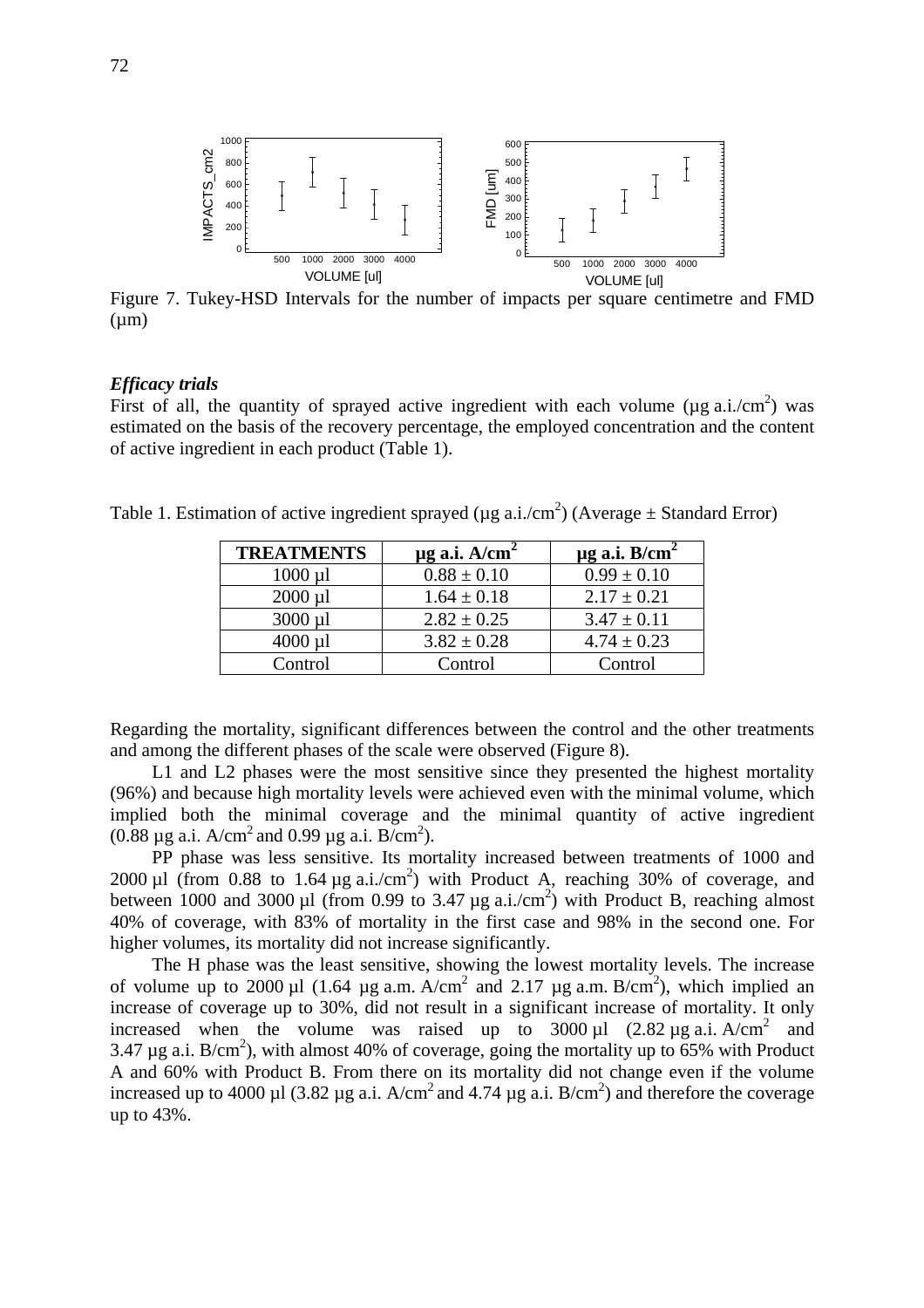Figure 7. Tukey-HSD Intervals for the number of impacts per square centimetre and FMD (µm)

### *Efficacy trials*

First of all, the quantity of sprayed active ingredient with each volume (µg a.i./cm$^2$) was estimated on the basis of the recovery percentage, the employed concentration and the content of active ingredient in each product (Table 1).

Table 1. Estimation of active ingredient sprayed (µg a.i./cm$^2$) (Average ± Standard Error)

| TREATMENTS | µg a.i. A/cm$^2$ | µg a.i. B/cm$^2$ |
|---|---|---|
| 1000 µl | 0.88 ± 0.10 | 0.99 ± 0.10 |
| 2000 µl | 1.64 ± 0.18 | 2.17 ± 0.21 |
| 3000 µl | 2.82 ± 0.25 | 3.47 ± 0.11 |
| 4000 µl | 3.82 ± 0.28 | 4.74 ± 0.23 |
| Control | Control | Control |

Regarding the mortality, significant differences between the control and the other treatments and among the different phases of the scale were observed (Figure 8).

L1 and L2 phases were the most sensitive since they presented the highest mortality (96%) and because high mortality levels were achieved even with the minimal volume, which implied both the minimal coverage and the minimal quantity of active ingredient (0.88 µg a.i. A/cm$^2$ and 0.99 µg a.i. B/cm$^2$).

PP phase was less sensitive. Its mortality increased between treatments of 1000 and 2000 µl (from 0.88 to 1.64 µg a.i./cm$^2$) with Product A, reaching 30% of coverage, and between 1000 and 3000 µl (from 0.99 to 3.47 µg a.i./cm$^2$) with Product B, reaching almost 40% of coverage, with 83% of mortality in the first case and 98% in the second one. For higher volumes, its mortality did not increase significantly.

The H phase was the least sensitive, showing the lowest mortality levels. The increase of volume up to 2000 µl (1.64 µg a.m. A/cm$^2$ and 2.17 µg a.m. B/cm$^2$), which implied an increase of coverage up to 30%, did not result in a significant increase of mortality. It only increased when the volume was raised up to 3000 µl (2.82 µg a.i. A/cm$^2$ and 3.47 µg a.i. B/cm$^2$), with almost 40% of coverage, going the mortality up to 65% with Product A and 60% with Product B. From there on its mortality did not change even if the volume increased up to 4000 µl (3.82 µg a.i. A/cm$^2$ and 4.74 µg a.i. B/cm$^2$) and therefore the coverage up to 43%.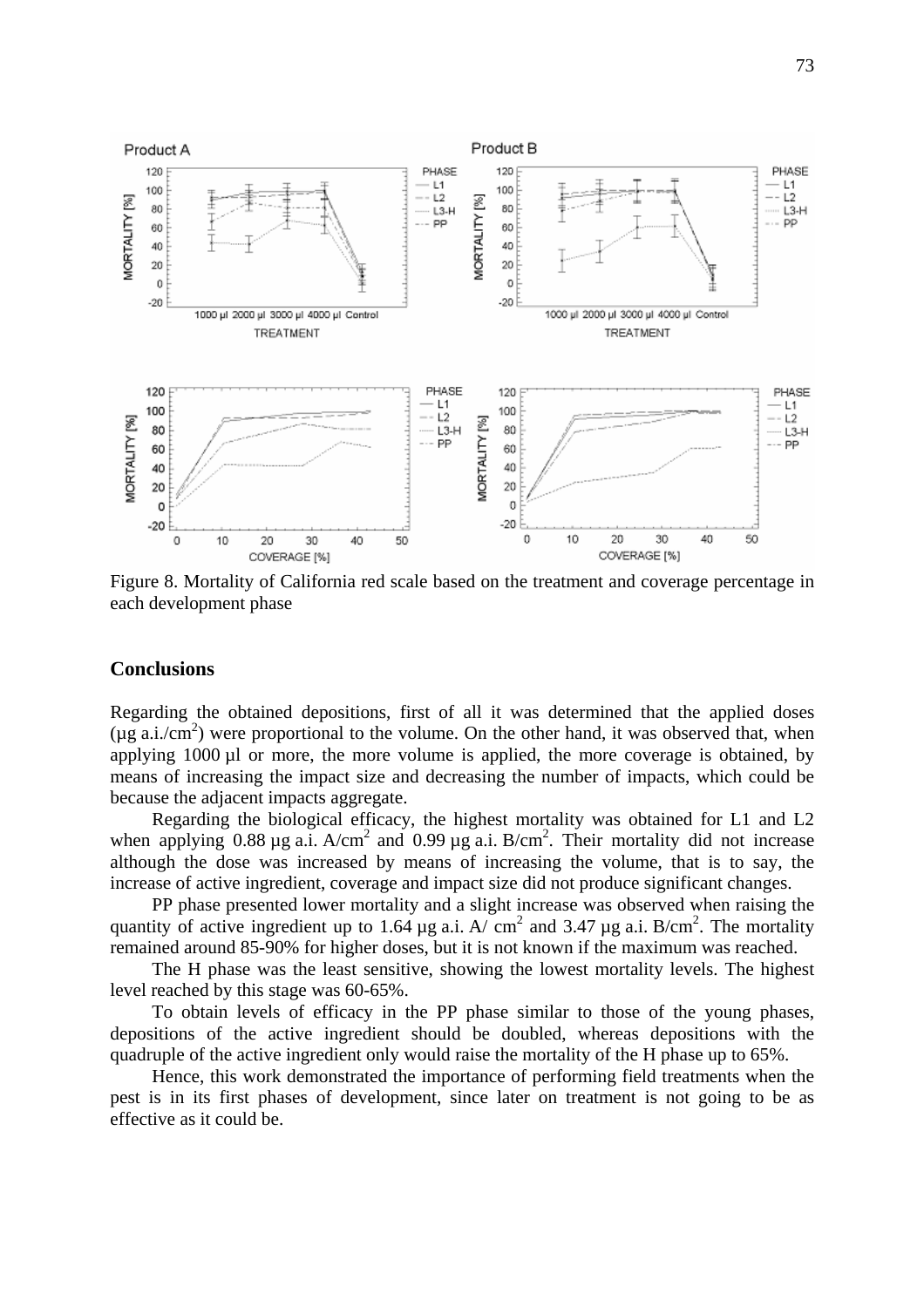Figure 8. Mortality of California red scale based on the treatment and coverage percentage in each development phase

## Conclusions

Regarding the obtained depositions, first of all it was determined that the applied doses (µg a.i./cm$^2$) were proportional to the volume. On the other hand, it was observed that, when applying 1000 µl or more, the more volume is applied, the more coverage is obtained, by means of increasing the impact size and decreasing the number of impacts, which could be because the adjacent impacts aggregate.

Regarding the biological efficacy, the highest mortality was obtained for L1 and L2 when applying 0.88 µg a.i. A/cm$^2$ and 0.99 µg a.i. B/cm$^2$. Their mortality did not increase although the dose was increased by means of increasing the volume, that is to say, the increase of active ingredient, coverage and impact size did not produce significant changes.

PP phase presented lower mortality and a slight increase was observed when raising the quantity of active ingredient up to 1.64 µg a.i. A/ cm$^2$ and 3.47 µg a.i. B/cm$^2$. The mortality remained around 85-90% for higher doses, but it is not known if the maximum was reached.

The H phase was the least sensitive, showing the lowest mortality levels. The highest level reached by this stage was 60-65%.

To obtain levels of efficacy in the PP phase similar to those of the young phases, depositions of the active ingredient should be doubled, whereas depositions with the quadruple of the active ingredient only would raise the mortality of the H phase up to 65%.

Hence, this work demonstrated the importance of performing field treatments when the pest is in its first phases of development, since later on treatment is not going to be as effective as it could be.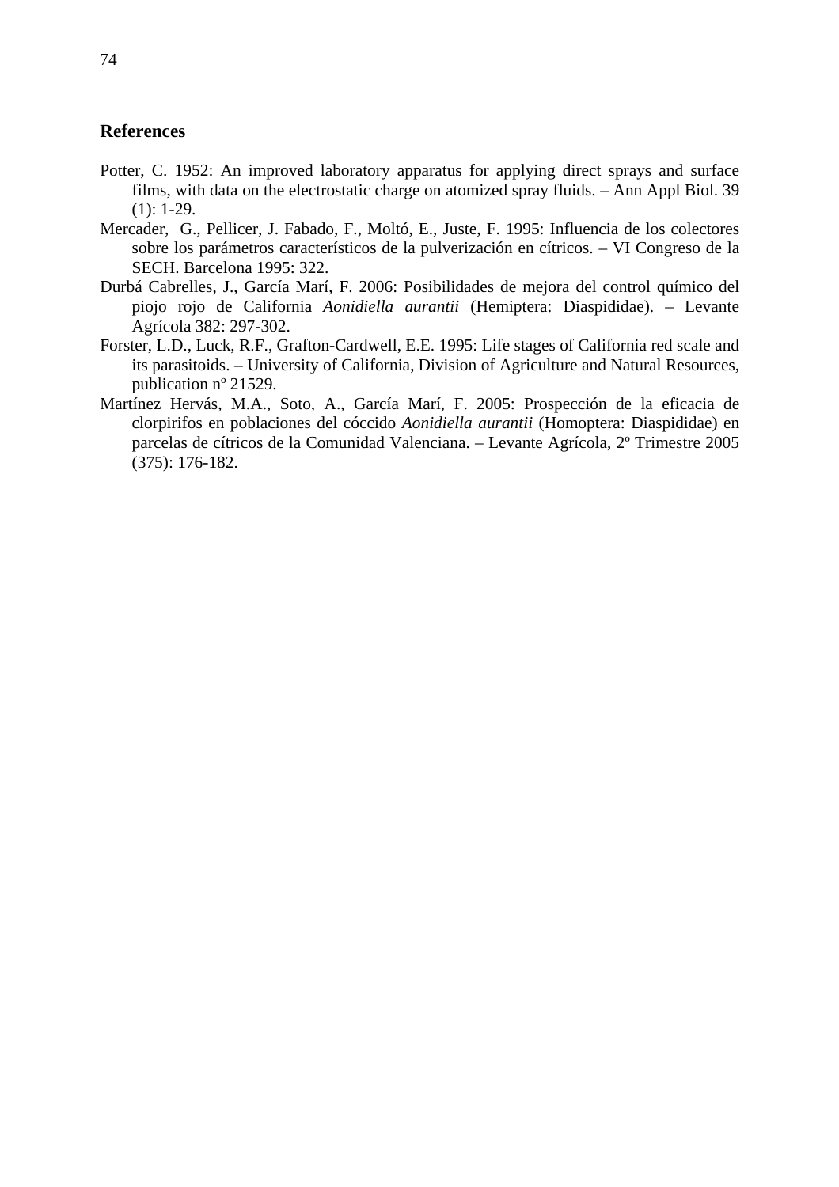## References

Potter, C. 1952: An improved laboratory apparatus for applying direct sprays and surface films, with data on the electrostatic charge on atomized spray fluids. – Ann Appl Biol. 39 (1): 1-29.

Mercader, G., Pellicer, J. Fabado, F., Moltó, E., Juste, F. 1995: Influencia de los colectores sobre los parámetros característicos de la pulverización en cítricos. – VI Congreso de la SECH. Barcelona 1995: 322.

Durbá Cabrelles, J., García Marí, F. 2006: Posibilidades de mejora del control químico del piojo rojo de California *Aonidiella aurantii* (Hemiptera: Diaspididae). – Levante Agrícola 382: 297-302.

Forster, L.D., Luck, R.F., Grafton-Cardwell, E.E. 1995: Life stages of California red scale and its parasitoids. – University of California, Division of Agriculture and Natural Resources, publication nº 21529.

Martínez Hervás, M.A., Soto, A., García Marí, F. 2005: Prospección de la eficacia de clorpirifos en poblaciones del cóccido *Aonidiella aurantii* (Homoptera: Diaspididae) en parcelas de cítricos de la Comunidad Valenciana. – Levante Agrícola, 2º Trimestre 2005 (375): 176-182.